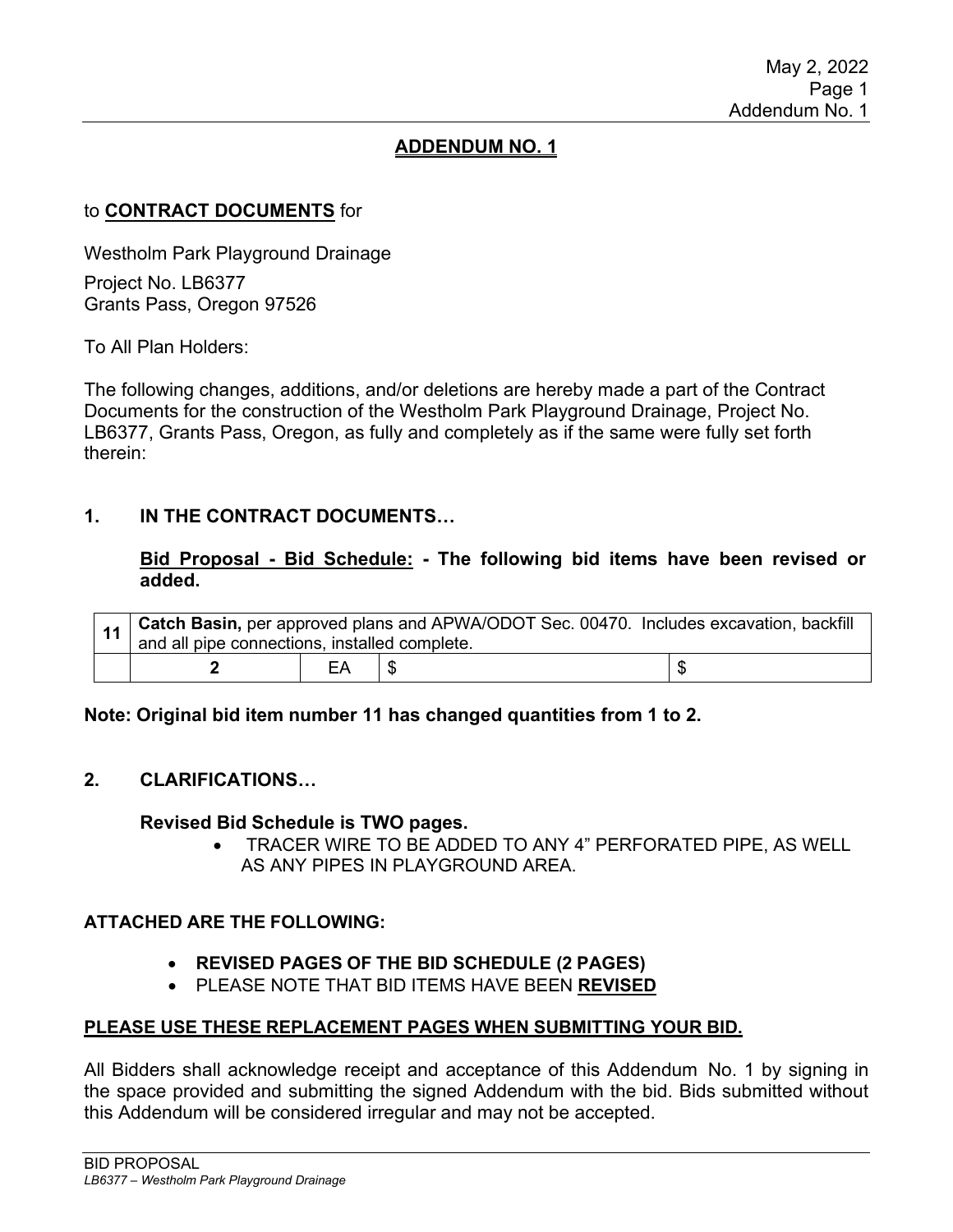## ADDENDUM NO. 1

to **CONTRACT DOCUMENTS** for

Westholm Park Playground Drainage

Project No. LB6377
Grants Pass, Oregon 97526

To All Plan Holders:

The following changes, additions, and/or deletions are hereby made a part of the Contract Documents for the construction of the Westholm Park Playground Drainage, Project No. LB6377, Grants Pass, Oregon, as fully and completely as if the same were fully set forth therein:

### 1. IN THE CONTRACT DOCUMENTS…

**Bid Proposal - Bid Schedule: - The following bid items have been revised or added.**

| **11** | **Catch Basin,** per approved plans and APWA/ODOT Sec. 00470. Includes excavation, backfill and all pipe connections, installed complete. | | | |
|---|---|---|---|---|
| | **2** | EA | $ | $ |

**Note: Original bid item number 11 has changed quantities from 1 to 2.**

### 2. CLARIFICATIONS…

**Revised Bid Schedule is TWO pages.**

- TRACER WIRE TO BE ADDED TO ANY 4" PERFORATED PIPE, AS WELL AS ANY PIPES IN PLAYGROUND AREA.

**ATTACHED ARE THE FOLLOWING:**

- **REVISED PAGES OF THE BID SCHEDULE (2 PAGES)**
- PLEASE NOTE THAT BID ITEMS HAVE BEEN **REVISED**

**PLEASE USE THESE REPLACEMENT PAGES WHEN SUBMITTING YOUR BID.**

All Bidders shall acknowledge receipt and acceptance of this Addendum No. 1 by signing in the space provided and submitting the signed Addendum with the bid. Bids submitted without this Addendum will be considered irregular and may not be accepted.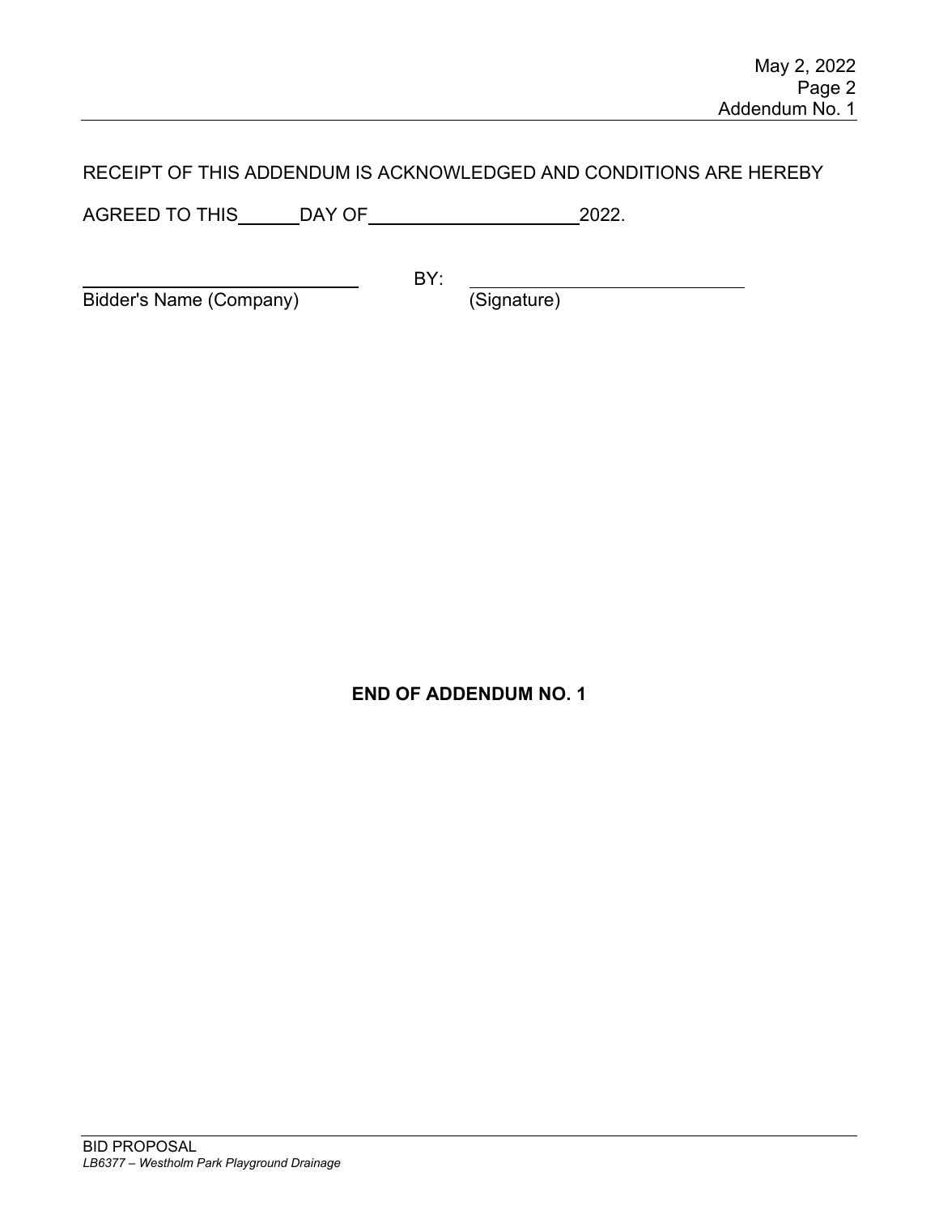RECEIPT OF THIS ADDENDUM IS ACKNOWLEDGED AND CONDITIONS ARE HEREBY

AGREED TO THIS______DAY OF_____________________2022.

_____________________________ BY: _____________________________

Bidder's Name (Company) (Signature)

**END OF ADDENDUM NO. 1**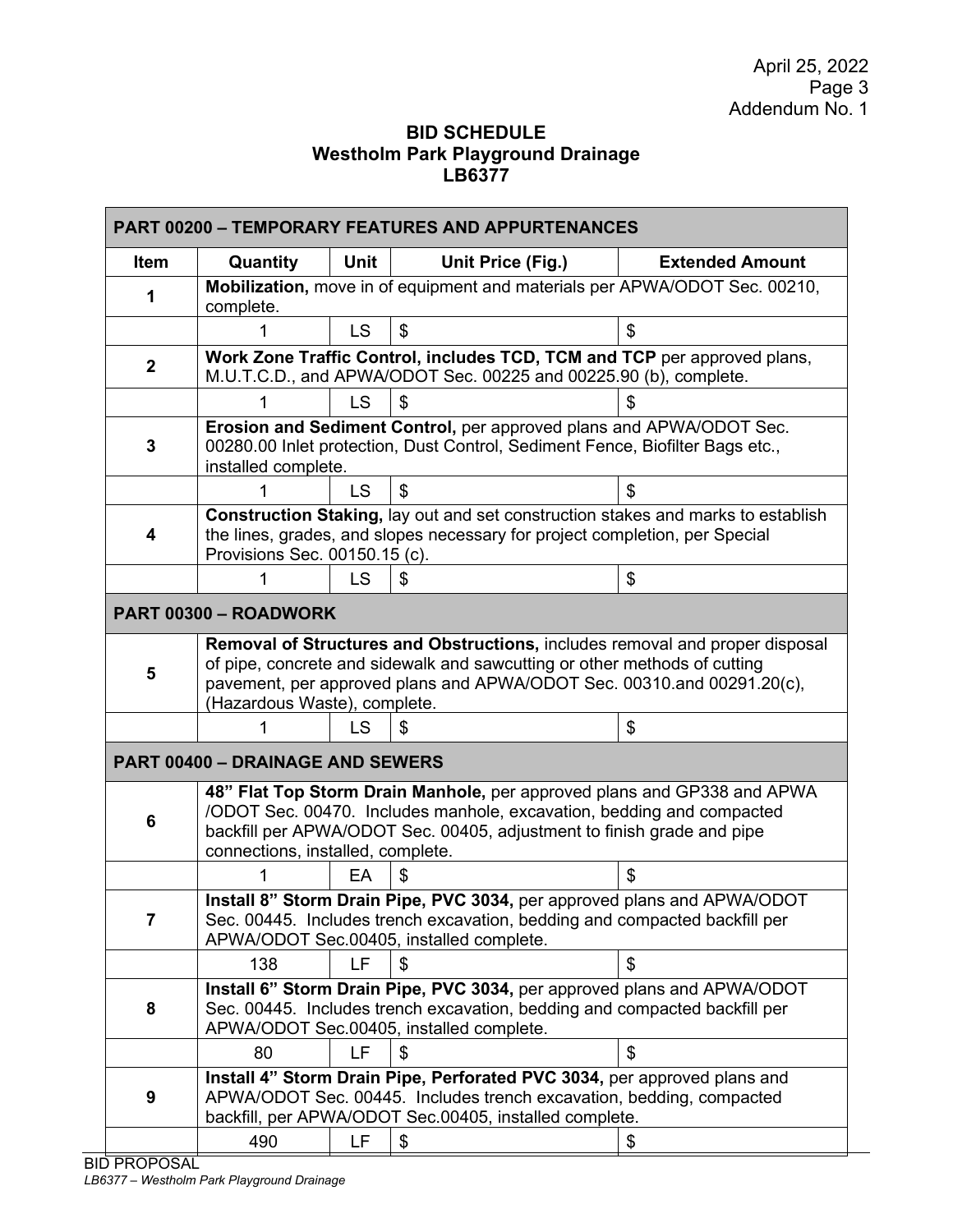April 25, 2022
Addendum No. 1

## BID SCHEDULE
## Westholm Park Playground Drainage
## LB6377

| Item | Quantity | Unit | Unit Price (Fig.) | Extended Amount |
|---|---|---|---|---|
| **PART 00200 – TEMPORARY FEATURES AND APPURTENANCES** | | | | |
| **1** | **Mobilization,** move in of equipment and materials per APWA/ODOT Sec. 00210, complete. | | | |
| | 1 | LS | $ | $ |
| **2** | **Work Zone Traffic Control, includes TCD, TCM and TCP** per approved plans, M.U.T.C.D., and APWA/ODOT Sec. 00225 and 00225.90 (b), complete. | | | |
| | 1 | LS | $ | $ |
| **3** | **Erosion and Sediment Control,** per approved plans and APWA/ODOT Sec. 00280.00 Inlet protection, Dust Control, Sediment Fence, Biofilter Bags etc., installed complete. | | | |
| | 1 | LS | $ | $ |
| **4** | **Construction Staking,** lay out and set construction stakes and marks to establish the lines, grades, and slopes necessary for project completion, per Special Provisions Sec. 00150.15 (c). | | | |
| | 1 | LS | $ | $ |
| **PART 00300 – ROADWORK** | | | | |
| **5** | **Removal of Structures and Obstructions,** includes removal and proper disposal of pipe, concrete and sidewalk and sawcutting or other methods of cutting pavement, per approved plans and APWA/ODOT Sec. 00310.and 00291.20(c), (Hazardous Waste), complete. | | | |
| | 1 | LS | $ | $ |
| **PART 00400 – DRAINAGE AND SEWERS** | | | | |
| **6** | **48" Flat Top Storm Drain Manhole,** per approved plans and GP338 and APWA /ODOT Sec. 00470. Includes manhole, excavation, bedding and compacted backfill per APWA/ODOT Sec. 00405, adjustment to finish grade and pipe connections, installed, complete. | | | |
| | 1 | EA | $ | $ |
| **7** | **Install 8" Storm Drain Pipe, PVC 3034,** per approved plans and APWA/ODOT Sec. 00445. Includes trench excavation, bedding and compacted backfill per APWA/ODOT Sec.00405, installed complete. | | | |
| | 138 | LF | $ | $ |
| **8** | **Install 6" Storm Drain Pipe, PVC 3034,** per approved plans and APWA/ODOT Sec. 00445. Includes trench excavation, bedding and compacted backfill per APWA/ODOT Sec.00405, installed complete. | | | |
| | 80 | LF | $ | $ |
| **9** | **Install 4" Storm Drain Pipe, Perforated PVC 3034,** per approved plans and APWA/ODOT Sec. 00445. Includes trench excavation, bedding, compacted backfill, per APWA/ODOT Sec.00405, installed complete. | | | |
| | 490 | LF | $ | $ |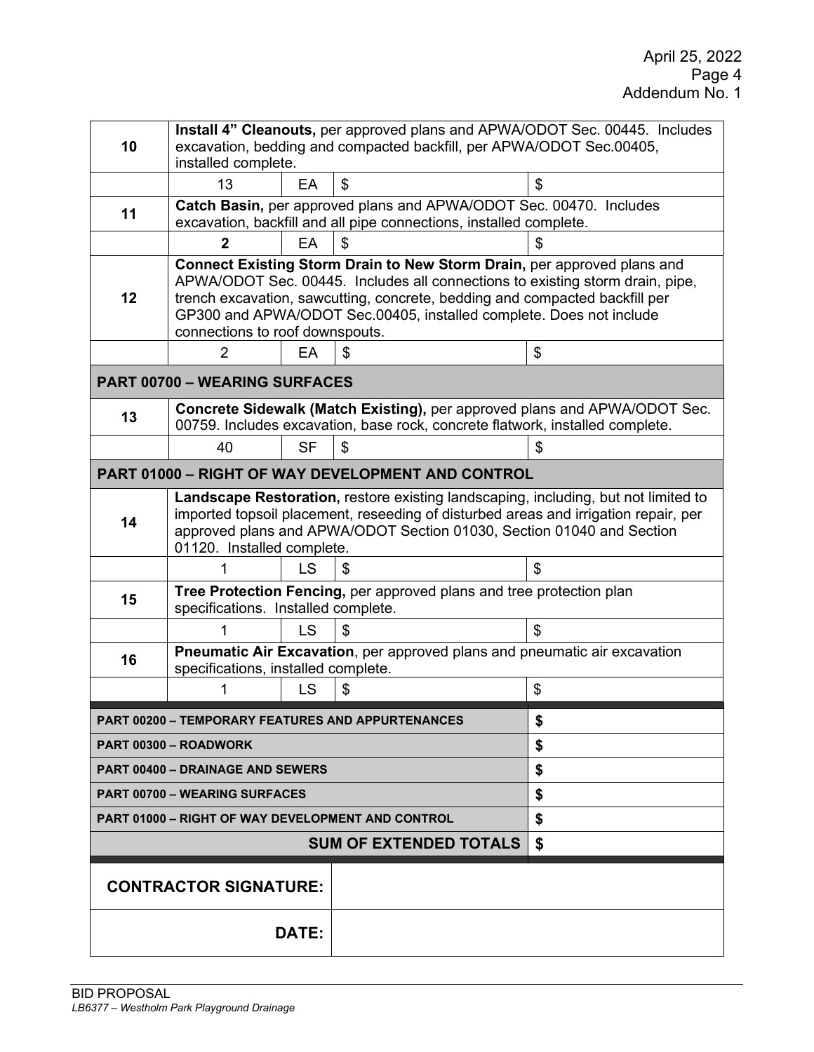| | | | | |
|---|---|---|---|---|
| 10 | **Install 4" Cleanouts,** per approved plans and APWA/ODOT Sec. 00445. Includes excavation, bedding and compacted backfill, per APWA/ODOT Sec.00405, installed complete. | | | |
| | 13 | EA | $ | $ |
| 11 | **Catch Basin,** per approved plans and APWA/ODOT Sec. 00470. Includes excavation, backfill and all pipe connections, installed complete. | | | |
| | **2** | EA | $ | $ |
| 12 | **Connect Existing Storm Drain to New Storm Drain,** per approved plans and APWA/ODOT Sec. 00445. Includes all connections to existing storm drain, pipe, trench excavation, sawcutting, concrete, bedding and compacted backfill per GP300 and APWA/ODOT Sec.00405, installed complete. Does not include connections to roof downspouts. | | | |
| | 2 | EA | $ | $ |
| **PART 00700 – WEARING SURFACES** | | | | |
| 13 | **Concrete Sidewalk (Match Existing),** per approved plans and APWA/ODOT Sec. 00759. Includes excavation, base rock, concrete flatwork, installed complete. | | | |
| | 40 | SF | $ | $ |
| **PART 01000 – RIGHT OF WAY DEVELOPMENT AND CONTROL** | | | | |
| 14 | **Landscape Restoration,** restore existing landscaping, including, but not limited to imported topsoil placement, reseeding of disturbed areas and irrigation repair, per approved plans and APWA/ODOT Section 01030, Section 01040 and Section 01120. Installed complete. | | | |
| | 1 | LS | $ | $ |
| 15 | **Tree Protection Fencing,** per approved plans and tree protection plan specifications. Installed complete. | | | |
| | 1 | LS | $ | $ |
| 16 | **Pneumatic Air Excavation**, per approved plans and pneumatic air excavation specifications, installed complete. | | | |
| | 1 | LS | $ | $ |

| | |
|---|---|
| **PART 00200 – TEMPORARY FEATURES AND APPURTENANCES** | **$** |
| **PART 00300 – ROADWORK** | **$** |
| **PART 00400 – DRAINAGE AND SEWERS** | **$** |
| **PART 00700 – WEARING SURFACES** | **$** |
| **PART 01000 – RIGHT OF WAY DEVELOPMENT AND CONTROL** | **$** |
| **SUM OF EXTENDED TOTALS** | **$** |

| | |
|---|---|
| **CONTRACTOR SIGNATURE:** | |
| **DATE:** | |